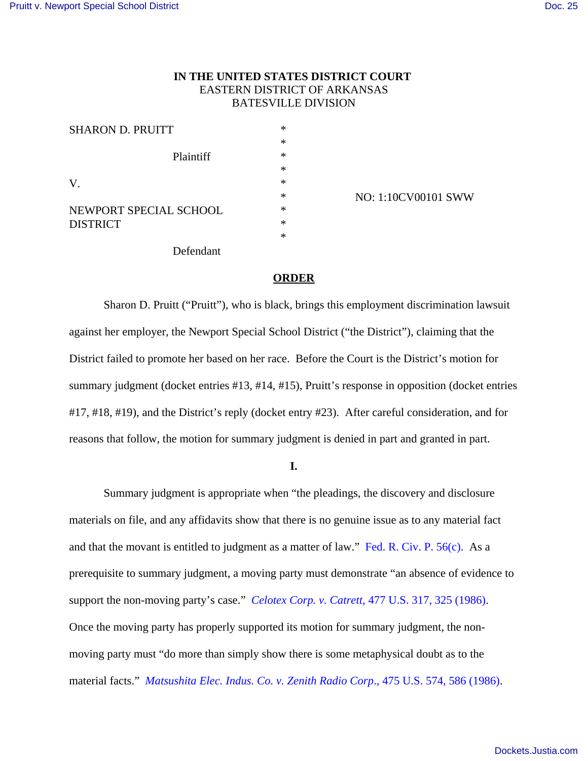**IN THE UNITED STATES DISTRICT COURT**
EASTERN DISTRICT OF ARKANSAS
BATESVILLE DIVISION

SHARON D. PRUITT *
*
Plaintiff *
*
V. *
* NO: 1:10CV00101 SWW
NEWPORT SPECIAL SCHOOL *
DISTRICT *
*
Defendant

**ORDER**

Sharon D. Pruitt ("Pruitt"), who is black, brings this employment discrimination lawsuit against her employer, the Newport Special School District ("the District"), claiming that the District failed to promote her based on her race. Before the Court is the District's motion for summary judgment (docket entries #13, #14, #15), Pruitt's response in opposition (docket entries #17, #18, #19), and the District's reply (docket entry #23). After careful consideration, and for reasons that follow, the motion for summary judgment is denied in part and granted in part.

**I.**

Summary judgment is appropriate when "the pleadings, the discovery and disclosure materials on file, and any affidavits show that there is no genuine issue as to any material fact and that the movant is entitled to judgment as a matter of law." Fed. R. Civ. P. 56(c). As a prerequisite to summary judgment, a moving party must demonstrate "an absence of evidence to support the non-moving party's case." *Celotex Corp. v. Catrett*, 477 U.S. 317, 325 (1986). Once the moving party has properly supported its motion for summary judgment, the non-moving party must "do more than simply show there is some metaphysical doubt as to the material facts." *Matsushita Elec. Indus. Co. v. Zenith Radio Corp.*, 475 U.S. 574, 586 (1986).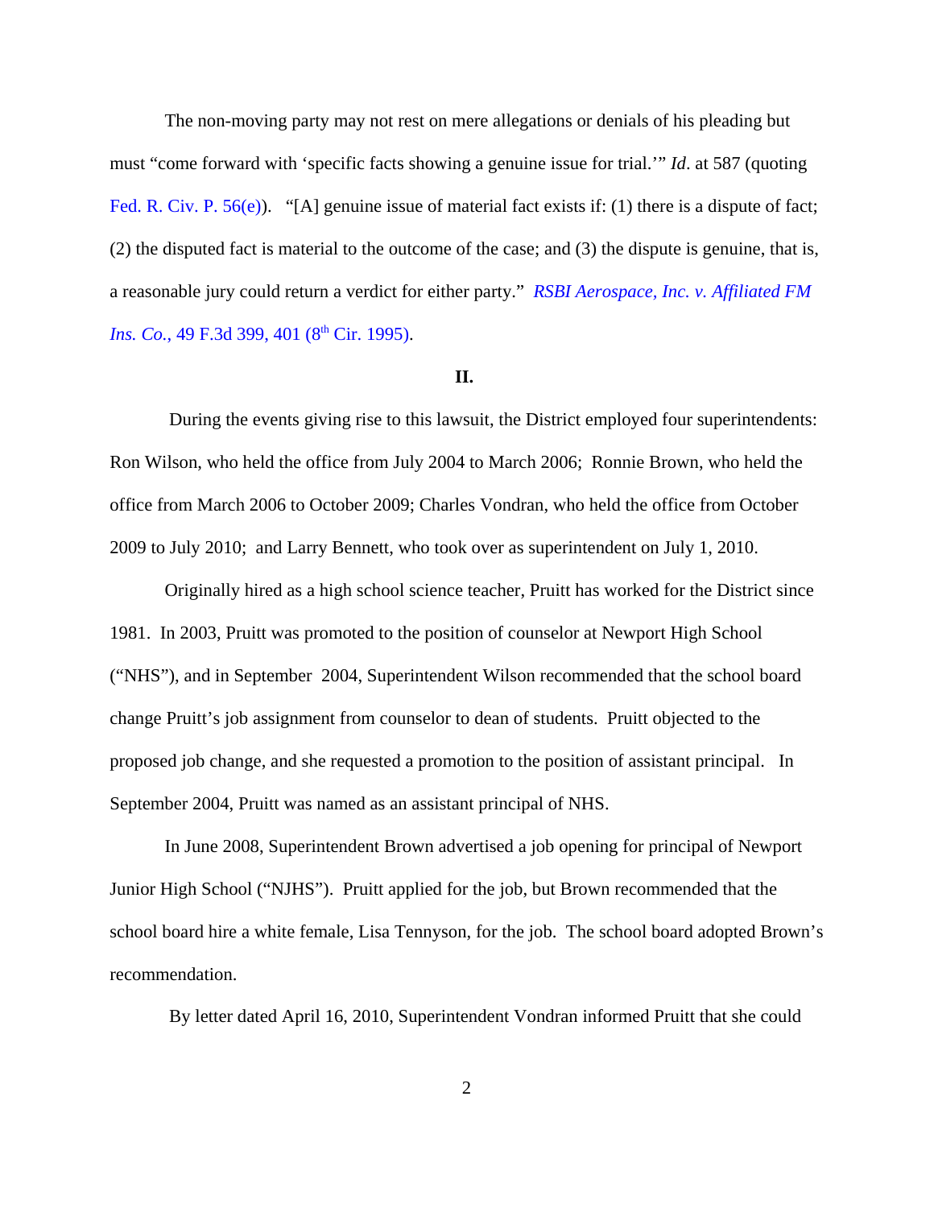The non-moving party may not rest on mere allegations or denials of his pleading but must "come forward with 'specific facts showing a genuine issue for trial.'" *Id*. at 587 (quoting Fed. R. Civ. P. 56(e)). "[A] genuine issue of material fact exists if: (1) there is a dispute of fact; (2) the disputed fact is material to the outcome of the case; and (3) the dispute is genuine, that is, a reasonable jury could return a verdict for either party." *RSBI Aerospace, Inc. v. Affiliated FM Ins. Co.*, 49 F.3d 399, 401 (8th Cir. 1995).

**II.**

During the events giving rise to this lawsuit, the District employed four superintendents: Ron Wilson, who held the office from July 2004 to March 2006; Ronnie Brown, who held the office from March 2006 to October 2009; Charles Vondran, who held the office from October 2009 to July 2010; and Larry Bennett, who took over as superintendent on July 1, 2010.

Originally hired as a high school science teacher, Pruitt has worked for the District since 1981. In 2003, Pruitt was promoted to the position of counselor at Newport High School ("NHS"), and in September 2004, Superintendent Wilson recommended that the school board change Pruitt's job assignment from counselor to dean of students. Pruitt objected to the proposed job change, and she requested a promotion to the position of assistant principal. In September 2004, Pruitt was named as an assistant principal of NHS.

In June 2008, Superintendent Brown advertised a job opening for principal of Newport Junior High School ("NJHS"). Pruitt applied for the job, but Brown recommended that the school board hire a white female, Lisa Tennyson, for the job. The school board adopted Brown's recommendation.

By letter dated April 16, 2010, Superintendent Vondran informed Pruitt that she could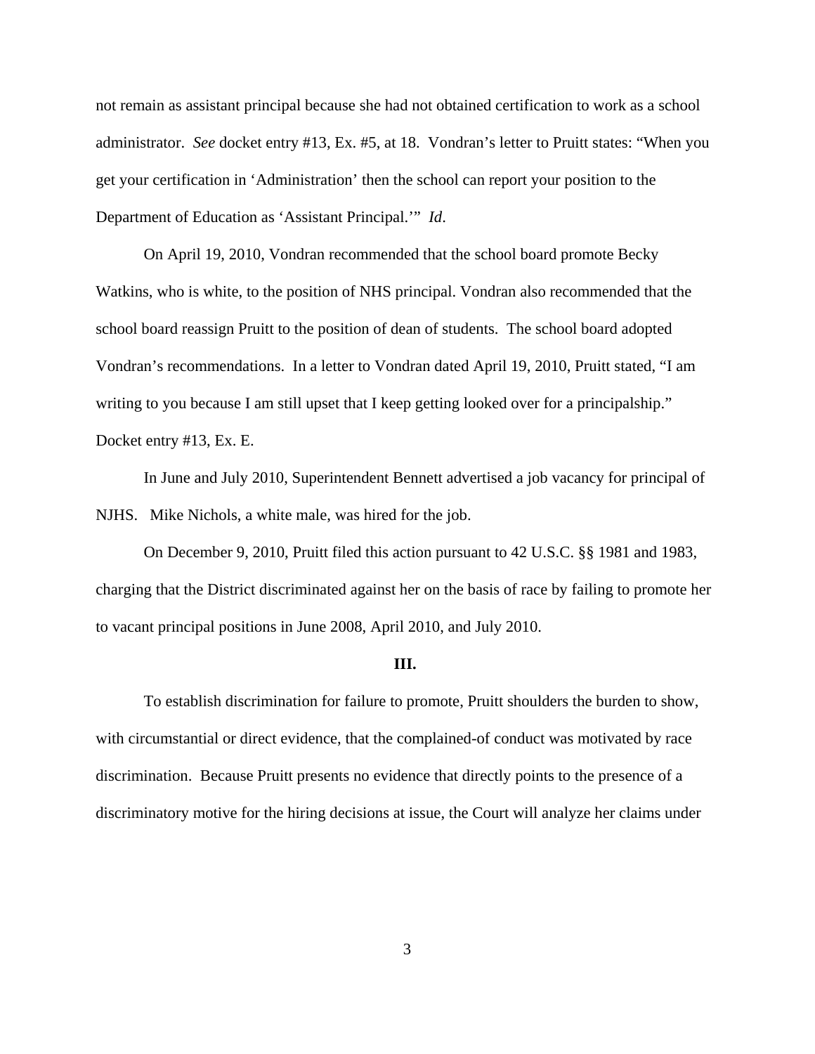not remain as assistant principal because she had not obtained certification to work as a school administrator. *See* docket entry #13, Ex. #5, at 18. Vondran's letter to Pruitt states: "When you get your certification in 'Administration' then the school can report your position to the Department of Education as 'Assistant Principal.'" *Id*.

On April 19, 2010, Vondran recommended that the school board promote Becky Watkins, who is white, to the position of NHS principal. Vondran also recommended that the school board reassign Pruitt to the position of dean of students. The school board adopted Vondran's recommendations. In a letter to Vondran dated April 19, 2010, Pruitt stated, "I am writing to you because I am still upset that I keep getting looked over for a principalship." Docket entry #13, Ex. E.

In June and July 2010, Superintendent Bennett advertised a job vacancy for principal of NJHS. Mike Nichols, a white male, was hired for the job.

On December 9, 2010, Pruitt filed this action pursuant to 42 U.S.C. §§ 1981 and 1983, charging that the District discriminated against her on the basis of race by failing to promote her to vacant principal positions in June 2008, April 2010, and July 2010.

**III.**

To establish discrimination for failure to promote, Pruitt shoulders the burden to show, with circumstantial or direct evidence, that the complained-of conduct was motivated by race discrimination. Because Pruitt presents no evidence that directly points to the presence of a discriminatory motive for the hiring decisions at issue, the Court will analyze her claims under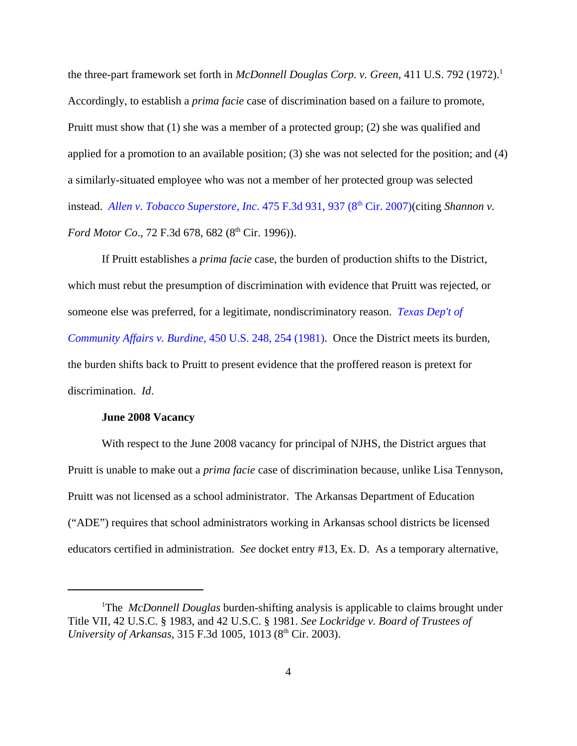the three-part framework set forth in *McDonnell Douglas Corp. v. Green*, 411 U.S. 792 (1972).[1] Accordingly, to establish a *prima facie* case of discrimination based on a failure to promote, Pruitt must show that (1) she was a member of a protected group; (2) she was qualified and applied for a promotion to an available position; (3) she was not selected for the position; and (4) a similarly-situated employee who was not a member of her protected group was selected instead. *Allen v. Tobacco Superstore, Inc*. 475 F.3d 931, 937 (8th Cir. 2007)(citing *Shannon v. Ford Motor Co*., 72 F.3d 678, 682 (8th Cir. 1996)).

If Pruitt establishes a *prima facie* case, the burden of production shifts to the District, which must rebut the presumption of discrimination with evidence that Pruitt was rejected, or someone else was preferred, for a legitimate, nondiscriminatory reason. *Texas Dep't of Community Affairs v. Burdine*, 450 U.S. 248, 254 (1981). Once the District meets its burden, the burden shifts back to Pruitt to present evidence that the proffered reason is pretext for discrimination. *Id*.

**June 2008 Vacancy**

With respect to the June 2008 vacancy for principal of NJHS, the District argues that Pruitt is unable to make out a *prima facie* case of discrimination because, unlike Lisa Tennyson, Pruitt was not licensed as a school administrator. The Arkansas Department of Education ("ADE") requires that school administrators working in Arkansas school districts be licensed educators certified in administration. *See* docket entry #13, Ex. D. As a temporary alternative,

---

[1]The *McDonnell Douglas* burden-shifting analysis is applicable to claims brought under Title VII, 42 U.S.C. § 1983, and 42 U.S.C. § 1981. *See Lockridge v. Board of Trustees of University of Arkansas*, 315 F.3d 1005, 1013 (8th Cir. 2003).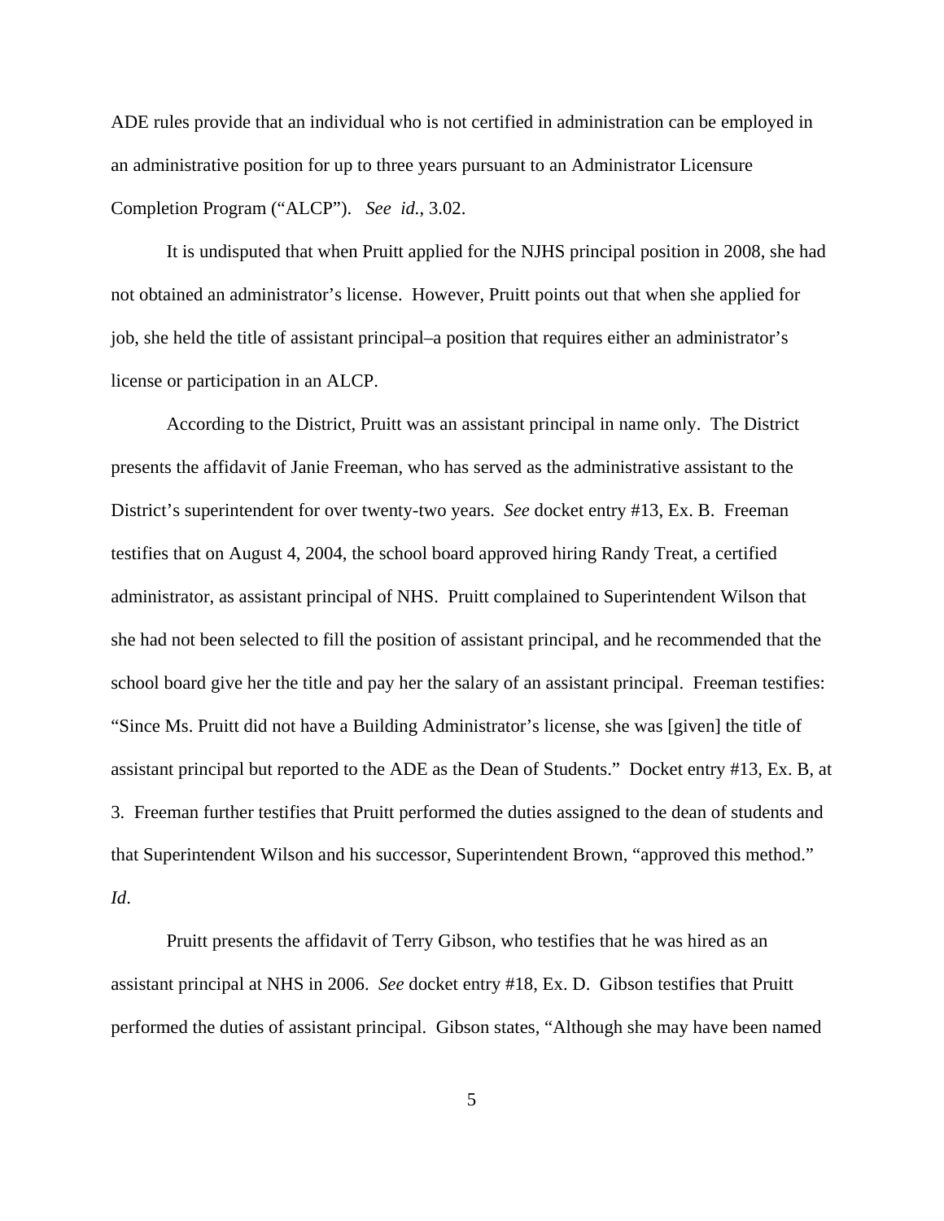ADE rules provide that an individual who is not certified in administration can be employed in an administrative position for up to three years pursuant to an Administrator Licensure Completion Program ("ALCP"). *See id.*, 3.02.

It is undisputed that when Pruitt applied for the NJHS principal position in 2008, she had not obtained an administrator's license. However, Pruitt points out that when she applied for job, she held the title of assistant principal–a position that requires either an administrator's license or participation in an ALCP.

According to the District, Pruitt was an assistant principal in name only. The District presents the affidavit of Janie Freeman, who has served as the administrative assistant to the District's superintendent for over twenty-two years. *See* docket entry #13, Ex. B. Freeman testifies that on August 4, 2004, the school board approved hiring Randy Treat, a certified administrator, as assistant principal of NHS. Pruitt complained to Superintendent Wilson that she had not been selected to fill the position of assistant principal, and he recommended that the school board give her the title and pay her the salary of an assistant principal. Freeman testifies: "Since Ms. Pruitt did not have a Building Administrator's license, she was [given] the title of assistant principal but reported to the ADE as the Dean of Students." Docket entry #13, Ex. B, at 3. Freeman further testifies that Pruitt performed the duties assigned to the dean of students and that Superintendent Wilson and his successor, Superintendent Brown, "approved this method." *Id*.

Pruitt presents the affidavit of Terry Gibson, who testifies that he was hired as an assistant principal at NHS in 2006. *See* docket entry #18, Ex. D. Gibson testifies that Pruitt performed the duties of assistant principal. Gibson states, "Although she may have been named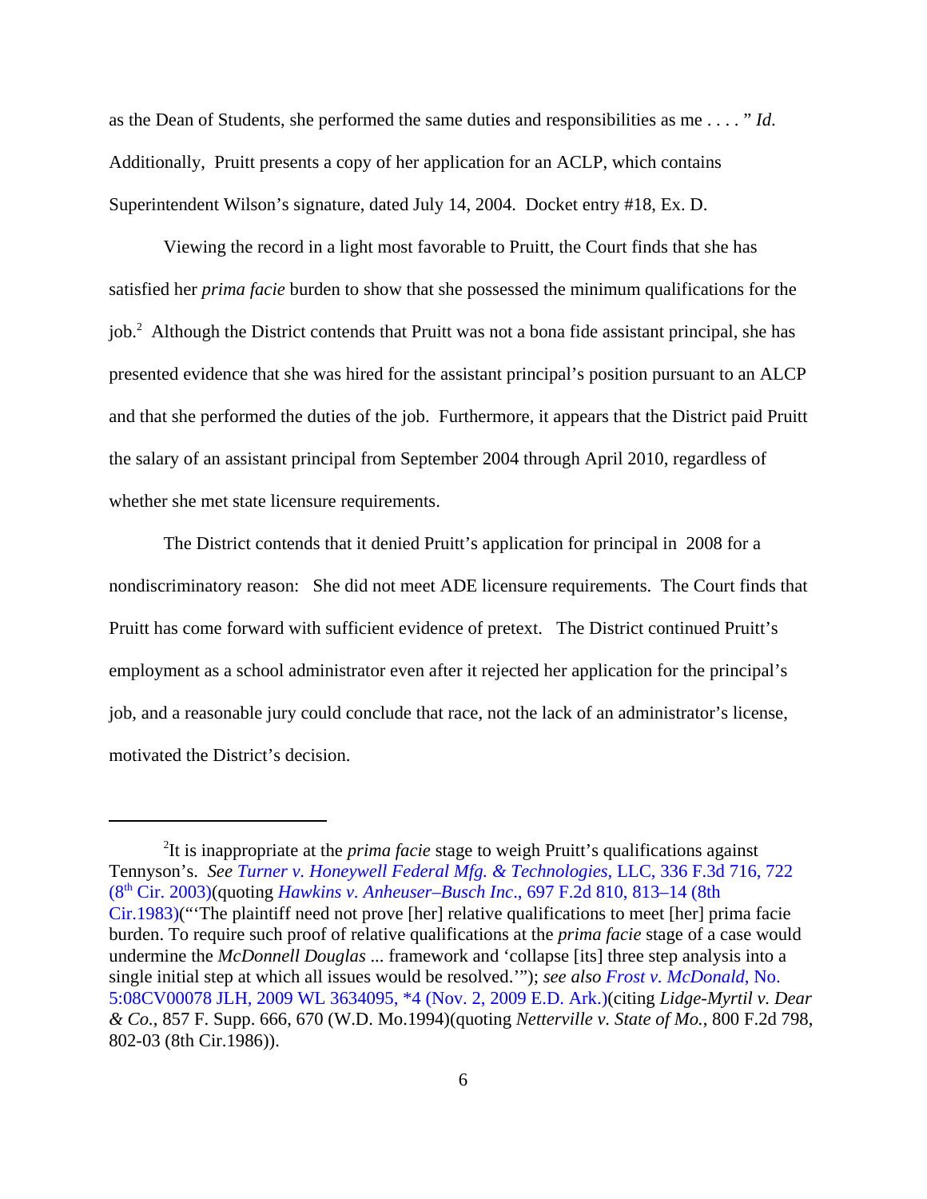as the Dean of Students, she performed the same duties and responsibilities as me . . . . " *Id.* Additionally, Pruitt presents a copy of her application for an ACLP, which contains Superintendent Wilson's signature, dated July 14, 2004. Docket entry #18, Ex. D.

Viewing the record in a light most favorable to Pruitt, the Court finds that she has satisfied her *prima facie* burden to show that she possessed the minimum qualifications for the job.[2] Although the District contends that Pruitt was not a bona fide assistant principal, she has presented evidence that she was hired for the assistant principal's position pursuant to an ALCP and that she performed the duties of the job. Furthermore, it appears that the District paid Pruitt the salary of an assistant principal from September 2004 through April 2010, regardless of whether she met state licensure requirements.

The District contends that it denied Pruitt's application for principal in 2008 for a nondiscriminatory reason: She did not meet ADE licensure requirements. The Court finds that Pruitt has come forward with sufficient evidence of pretext. The District continued Pruitt's employment as a school administrator even after it rejected her application for the principal's job, and a reasonable jury could conclude that race, not the lack of an administrator's license, motivated the District's decision.

---

[2]It is inappropriate at the *prima facie* stage to weigh Pruitt's qualifications against Tennyson's. *See Turner v. Honeywell Federal Mfg. & Technologies*, LLC, 336 F.3d 716, 722 (8th Cir. 2003)(quoting *Hawkins v. Anheuser–Busch Inc*., 697 F.2d 810, 813–14 (8th Cir.1983)("'The plaintiff need not prove [her] relative qualifications to meet [her] prima facie burden. To require such proof of relative qualifications at the *prima facie* stage of a case would undermine the *McDonnell Douglas* ... framework and 'collapse [its] three step analysis into a single initial step at which all issues would be resolved.'"); *see also Frost v. McDonald*, No. 5:08CV00078 JLH, 2009 WL 3634095, *4 (Nov. 2, 2009 E.D. Ark.)(citing *Lidge-Myrtil v. Dear & Co.*, 857 F. Supp. 666, 670 (W.D. Mo.1994)(quoting *Netterville v. State of Mo.*, 800 F.2d 798, 802-03 (8th Cir.1986)).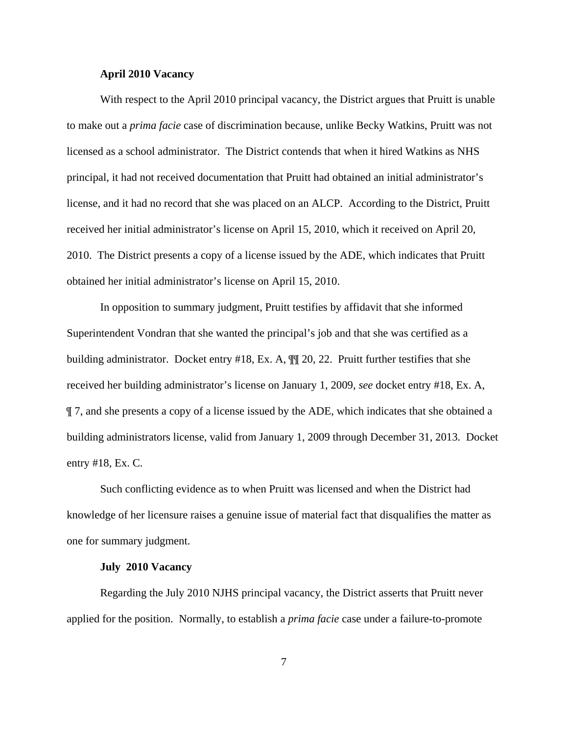**April 2010 Vacancy**

With respect to the April 2010 principal vacancy, the District argues that Pruitt is unable to make out a *prima facie* case of discrimination because, unlike Becky Watkins, Pruitt was not licensed as a school administrator. The District contends that when it hired Watkins as NHS principal, it had not received documentation that Pruitt had obtained an initial administrator's license, and it had no record that she was placed on an ALCP. According to the District, Pruitt received her initial administrator's license on April 15, 2010, which it received on April 20, 2010. The District presents a copy of a license issued by the ADE, which indicates that Pruitt obtained her initial administrator's license on April 15, 2010.

In opposition to summary judgment, Pruitt testifies by affidavit that she informed Superintendent Vondran that she wanted the principal's job and that she was certified as a building administrator. Docket entry #18, Ex. A, ¶¶ 20, 22. Pruitt further testifies that she received her building administrator's license on January 1, 2009, *see* docket entry #18, Ex. A, ¶ 7, and she presents a copy of a license issued by the ADE, which indicates that she obtained a building administrators license, valid from January 1, 2009 through December 31, 2013. Docket entry #18, Ex. C.

Such conflicting evidence as to when Pruitt was licensed and when the District had knowledge of her licensure raises a genuine issue of material fact that disqualifies the matter as one for summary judgment.

**July 2010 Vacancy**

Regarding the July 2010 NJHS principal vacancy, the District asserts that Pruitt never applied for the position. Normally, to establish a *prima facie* case under a failure-to-promote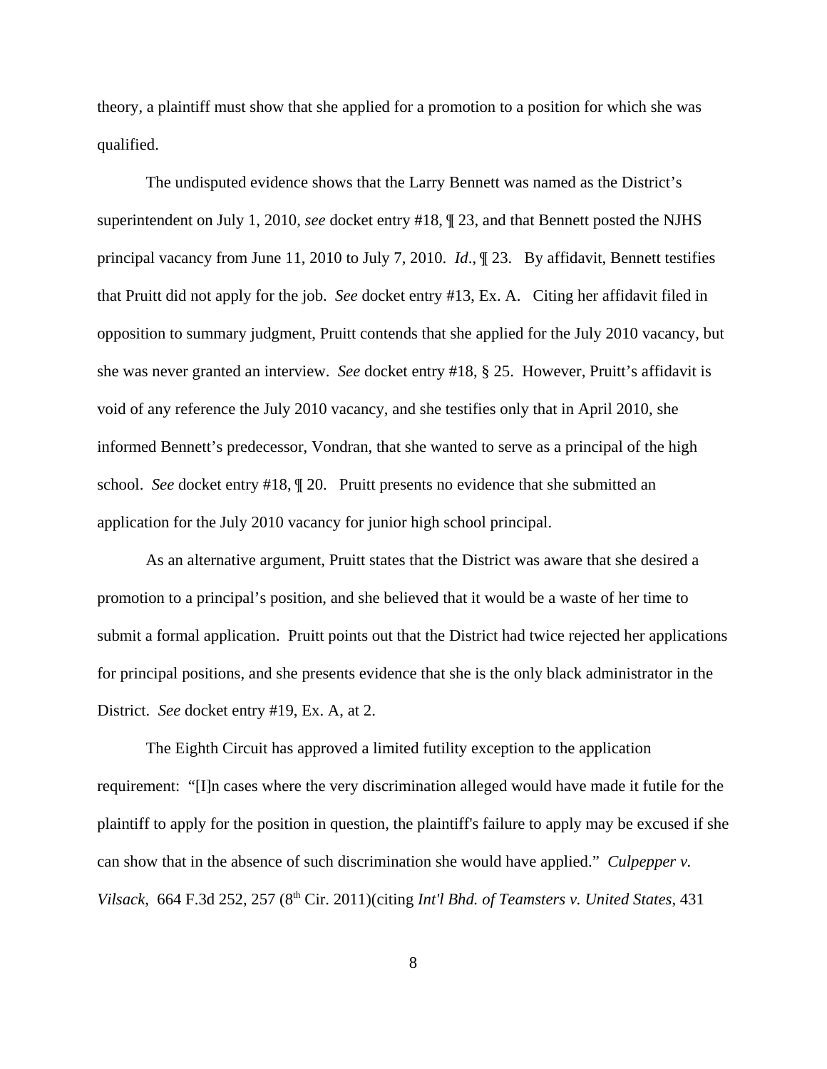theory, a plaintiff must show that she applied for a promotion to a position for which she was qualified.

The undisputed evidence shows that the Larry Bennett was named as the District's superintendent on July 1, 2010, *see* docket entry #18, ¶ 23, and that Bennett posted the NJHS principal vacancy from June 11, 2010 to July 7, 2010. *Id*., ¶ 23. By affidavit, Bennett testifies that Pruitt did not apply for the job. *See* docket entry #13, Ex. A. Citing her affidavit filed in opposition to summary judgment, Pruitt contends that she applied for the July 2010 vacancy, but she was never granted an interview. *See* docket entry #18, § 25. However, Pruitt's affidavit is void of any reference the July 2010 vacancy, and she testifies only that in April 2010, she informed Bennett's predecessor, Vondran, that she wanted to serve as a principal of the high school. *See* docket entry #18, ¶ 20. Pruitt presents no evidence that she submitted an application for the July 2010 vacancy for junior high school principal.

As an alternative argument, Pruitt states that the District was aware that she desired a promotion to a principal's position, and she believed that it would be a waste of her time to submit a formal application. Pruitt points out that the District had twice rejected her applications for principal positions, and she presents evidence that she is the only black administrator in the District. *See* docket entry #19, Ex. A, at 2.

The Eighth Circuit has approved a limited futility exception to the application requirement: "[I]n cases where the very discrimination alleged would have made it futile for the plaintiff to apply for the position in question, the plaintiff's failure to apply may be excused if she can show that in the absence of such discrimination she would have applied." *Culpepper v. Vilsack*, 664 F.3d 252, 257 (8th Cir. 2011)(citing *Int'l Bhd. of Teamsters v. United States*, 431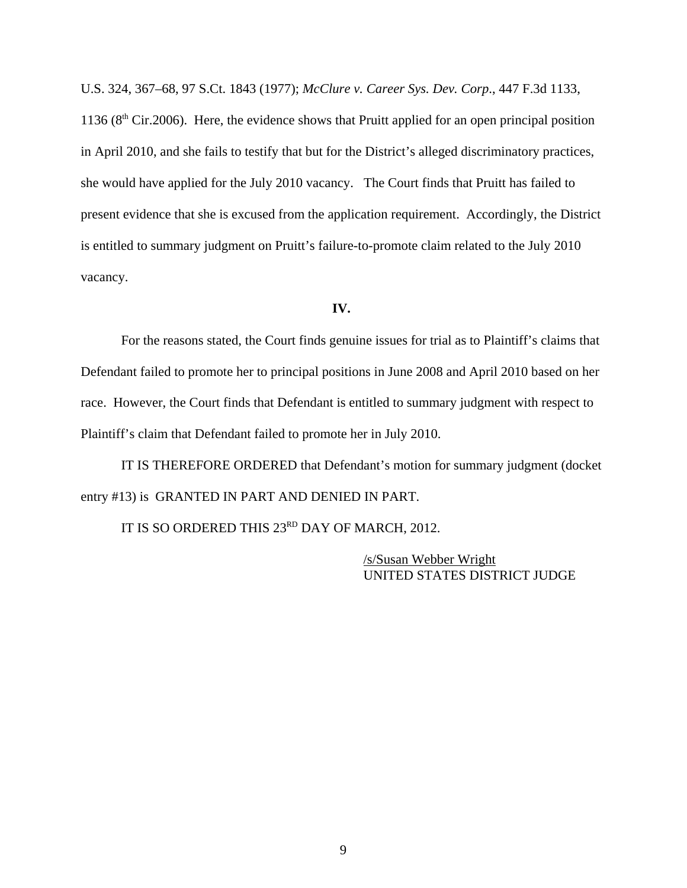U.S. 324, 367–68, 97 S.Ct. 1843 (1977); *McClure v. Career Sys. Dev. Corp*., 447 F.3d 1133, 1136 (8th Cir.2006). Here, the evidence shows that Pruitt applied for an open principal position in April 2010, and she fails to testify that but for the District's alleged discriminatory practices, she would have applied for the July 2010 vacancy. The Court finds that Pruitt has failed to present evidence that she is excused from the application requirement. Accordingly, the District is entitled to summary judgment on Pruitt's failure-to-promote claim related to the July 2010 vacancy.

**IV.**

For the reasons stated, the Court finds genuine issues for trial as to Plaintiff's claims that Defendant failed to promote her to principal positions in June 2008 and April 2010 based on her race. However, the Court finds that Defendant is entitled to summary judgment with respect to Plaintiff's claim that Defendant failed to promote her in July 2010.

IT IS THEREFORE ORDERED that Defendant's motion for summary judgment (docket entry #13) is GRANTED IN PART AND DENIED IN PART.

IT IS SO ORDERED THIS 23RD DAY OF MARCH, 2012.

/s/Susan Webber Wright
UNITED STATES DISTRICT JUDGE